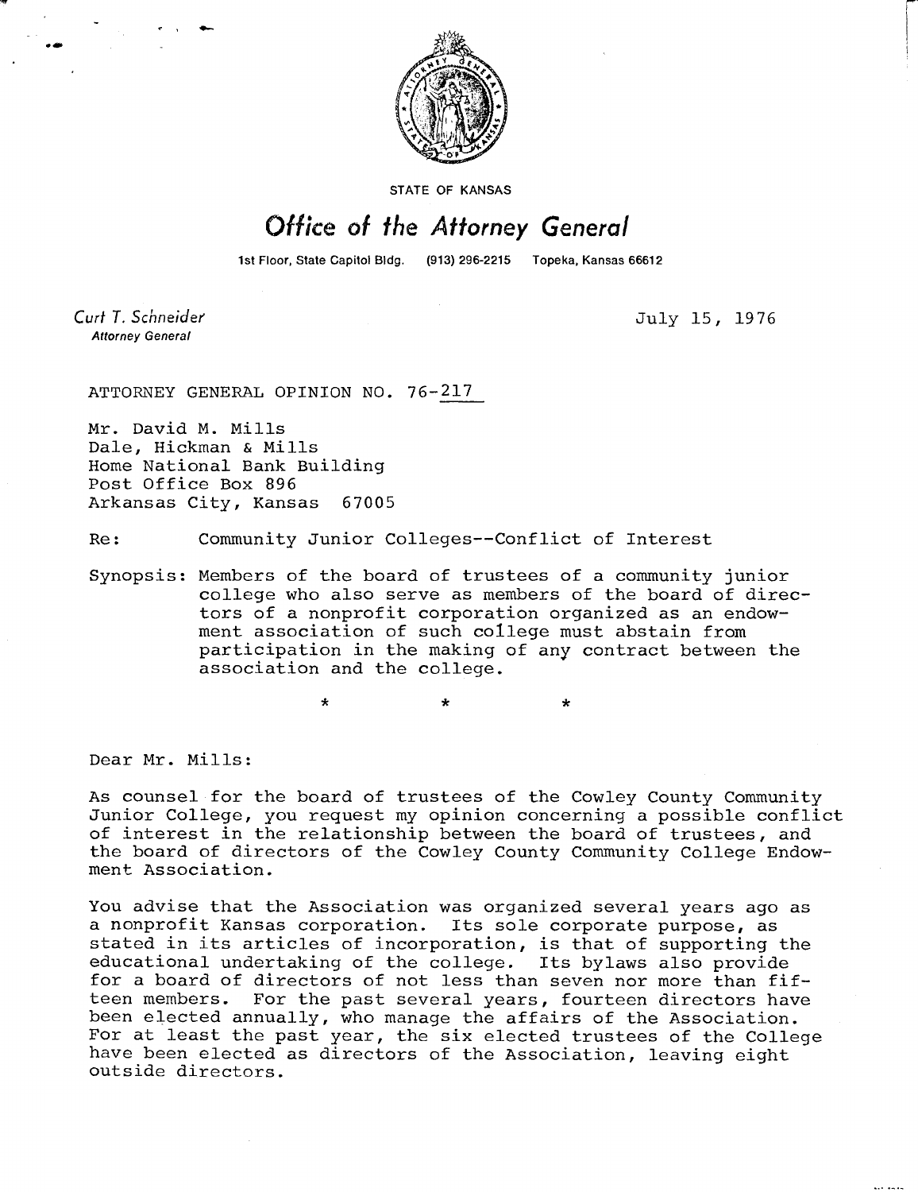STATE OF KANSAS

# Office of the Attorney General

1st Floor, State Capitol Bldg. (913) 296-2215 Topeka, Kansas 66612

*Curt T. Schneider*
*Attorney General*

July 15, 1976

ATTORNEY GENERAL OPINION NO. 76-217

Mr. David M. Mills
Dale, Hickman & Mills
Home National Bank Building
Post Office Box 896
Arkansas City, Kansas 67005

Re: Community Junior Colleges--Conflict of Interest

Synopsis: Members of the board of trustees of a community junior college who also serve as members of the board of directors of a nonprofit corporation organized as an endowment association of such college must abstain from participation in the making of any contract between the association and the college.

\* \* \*

Dear Mr. Mills:

As counsel for the board of trustees of the Cowley County Community Junior College, you request my opinion concerning a possible conflict of interest in the relationship between the board of trustees, and the board of directors of the Cowley County Community College Endowment Association.

You advise that the Association was organized several years ago as a nonprofit Kansas corporation. Its sole corporate purpose, as stated in its articles of incorporation, is that of supporting the educational undertaking of the college. Its bylaws also provide for a board of directors of not less than seven nor more than fifteen members. For the past several years, fourteen directors have been elected annually, who manage the affairs of the Association. For at least the past year, the six elected trustees of the College have been elected as directors of the Association, leaving eight outside directors.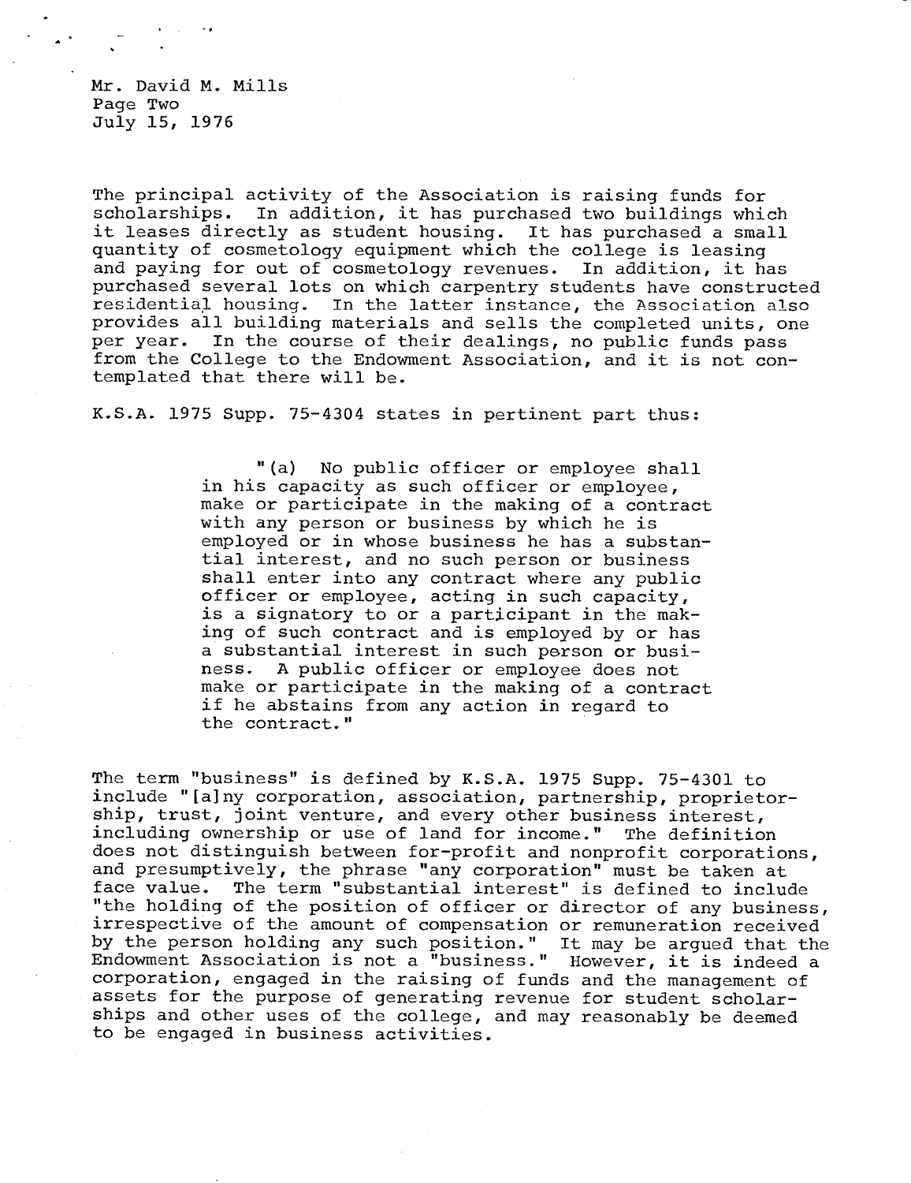The principal activity of the Association is raising funds for scholarships. In addition, it has purchased two buildings which it leases directly as student housing. It has purchased a small quantity of cosmetology equipment which the college is leasing and paying for out of cosmetology revenues. In addition, it has purchased several lots on which carpentry students have constructed residential housing. In the latter instance, the Association also provides all building materials and sells the completed units, one per year. In the course of their dealings, no public funds pass from the College to the Endowment Association, and it is not contemplated that there will be.

K.S.A. 1975 Supp. 75-4304 states in pertinent part thus:

> "(a) No public officer or employee shall in his capacity as such officer or employee, make or participate in the making of a contract with any person or business by which he is employed or in whose business he has a substantial interest, and no such person or business shall enter into any contract where any public officer or employee, acting in such capacity, is a signatory to or a participant in the making of such contract and is employed by or has a substantial interest in such person or business. A public officer or employee does not make or participate in the making of a contract if he abstains from any action in regard to the contract."

The term "business" is defined by K.S.A. 1975 Supp. 75-4301 to include "[a]ny corporation, association, partnership, proprietorship, trust, joint venture, and every other business interest, including ownership or use of land for income." The definition does not distinguish between for-profit and nonprofit corporations, and presumptively, the phrase "any corporation" must be taken at face value. The term "substantial interest" is defined to include "the holding of the position of officer or director of any business, irrespective of the amount of compensation or remuneration received by the person holding any such position." It may be argued that the Endowment Association is not a "business." However, it is indeed a corporation, engaged in the raising of funds and the management of assets for the purpose of generating revenue for student scholarships and other uses of the college, and may reasonably be deemed to be engaged in business activities.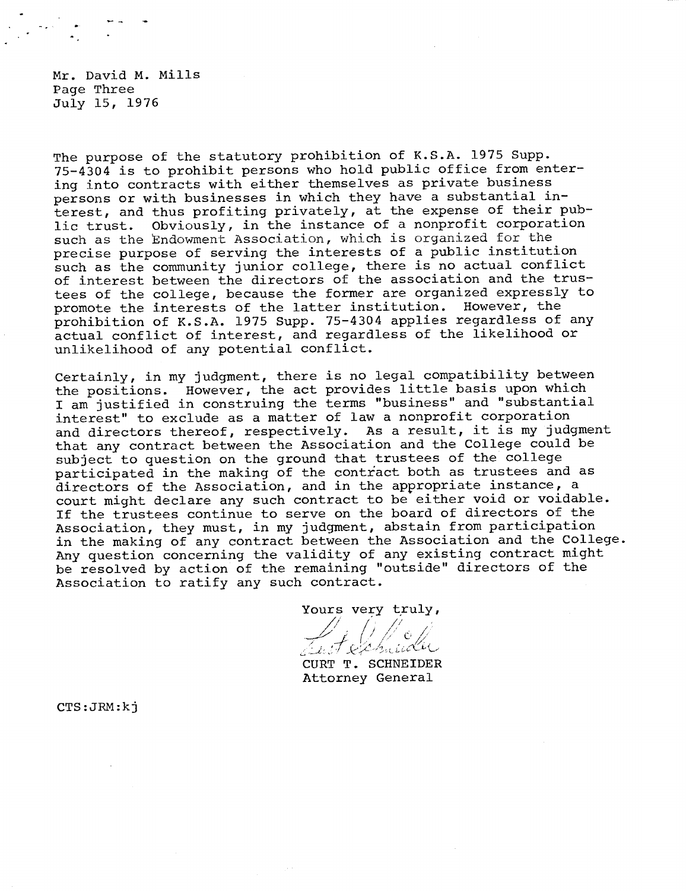Mr. David M. Mills
Page Three
July 15, 1976

The purpose of the statutory prohibition of K.S.A. 1975 Supp. 75-4304 is to prohibit persons who hold public office from entering into contracts with either themselves as private business persons or with businesses in which they have a substantial interest, and thus profiting privately, at the expense of their public trust. Obviously, in the instance of a nonprofit corporation such as the Endowment Association, which is organized for the precise purpose of serving the interests of a public institution such as the community junior college, there is no actual conflict of interest between the directors of the association and the trustees of the college, because the former are organized expressly to promote the interests of the latter institution. However, the prohibition of K.S.A. 1975 Supp. 75-4304 applies regardless of any actual conflict of interest, and regardless of the likelihood or unlikelihood of any potential conflict.

Certainly, in my judgment, there is no legal compatibility between the positions. However, the act provides little basis upon which I am justified in construing the terms "business" and "substantial interest" to exclude as a matter of law a nonprofit corporation and directors thereof, respectively. As a result, it is my judgment that any contract between the Association and the College could be subject to question on the ground that trustees of the college participated in the making of the contract both as trustees and as directors of the Association, and in the appropriate instance, a court might declare any such contract to be either void or voidable. If the trustees continue to serve on the board of directors of the Association, they must, in my judgment, abstain from participation in the making of any contract between the Association and the College. Any question concerning the validity of any existing contract might be resolved by action of the remaining "outside" directors of the Association to ratify any such contract.

Yours very truly,

CURT T. SCHNEIDER
Attorney General

CTS:JRM:kj